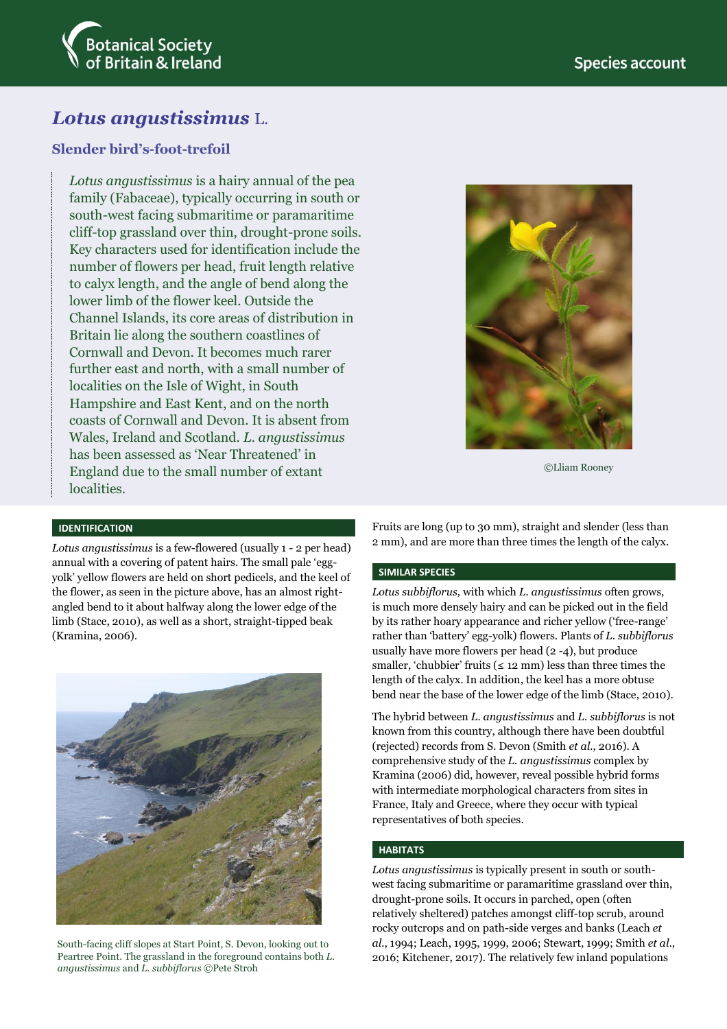Botanical Society of Britain & Ireland

Species account

# *Lotus angustissimus* L.

## Slender bird's-foot-trefoil

*Lotus angustissimus* is a hairy annual of the pea family (Fabaceae), typically occurring in south or south-west facing submaritime or paramaritime cliff-top grassland over thin, drought-prone soils. Key characters used for identification include the number of flowers per head, fruit length relative to calyx length, and the angle of bend along the lower limb of the flower keel. Outside the Channel Islands, its core areas of distribution in Britain lie along the southern coastlines of Cornwall and Devon. It becomes much rarer further east and north, with a small number of localities on the Isle of Wight, in South Hampshire and East Kent, and on the north coasts of Cornwall and Devon. It is absent from Wales, Ireland and Scotland. *L. angustissimus* has been assessed as 'Near Threatened' in England due to the small number of extant localities.

©Lliam Rooney

### IDENTIFICATION

*Lotus angustissimus* is a few-flowered (usually 1 - 2 per head) annual with a covering of patent hairs. The small pale 'egg-yolk' yellow flowers are held on short pedicels, and the keel of the flower, as seen in the picture above, has an almost right-angled bend to it about halfway along the lower edge of the limb (Stace, 2010), as well as a short, straight-tipped beak (Kramina, 2006).

South-facing cliff slopes at Start Point, S. Devon, looking out to Peartree Point. The grassland in the foreground contains both *L. angustissimus* and *L. subbiflorus* ©Pete Stroh

Fruits are long (up to 30 mm), straight and slender (less than 2 mm), and are more than three times the length of the calyx.

### SIMILAR SPECIES

*Lotus subbiflorus,* with which *L. angustissimus* often grows, is much more densely hairy and can be picked out in the field by its rather hoary appearance and richer yellow ('free-range' rather than 'battery' egg-yolk) flowers. Plants of *L. subbiflorus* usually have more flowers per head (2 -4), but produce smaller, 'chubbier' fruits (≤ 12 mm) less than three times the length of the calyx. In addition, the keel has a more obtuse bend near the base of the lower edge of the limb (Stace, 2010).

The hybrid between *L. angustissimus* and *L. subbiflorus* is not known from this country, although there have been doubtful (rejected) records from S. Devon (Smith *et al.*, 2016). A comprehensive study of the *L. angustissimus* complex by Kramina (2006) did, however, reveal possible hybrid forms with intermediate morphological characters from sites in France, Italy and Greece, where they occur with typical representatives of both species.

### HABITATS

*Lotus angustissimus* is typically present in south or south-west facing submaritime or paramaritime grassland over thin, drought-prone soils. It occurs in parched, open (often relatively sheltered) patches amongst cliff-top scrub, around rocky outcrops and on path-side verges and banks (Leach *et al.*, 1994; Leach, 1995, 1999, 2006; Stewart, 1999; Smith *et al.*, 2016; Kitchener, 2017). The relatively few inland populations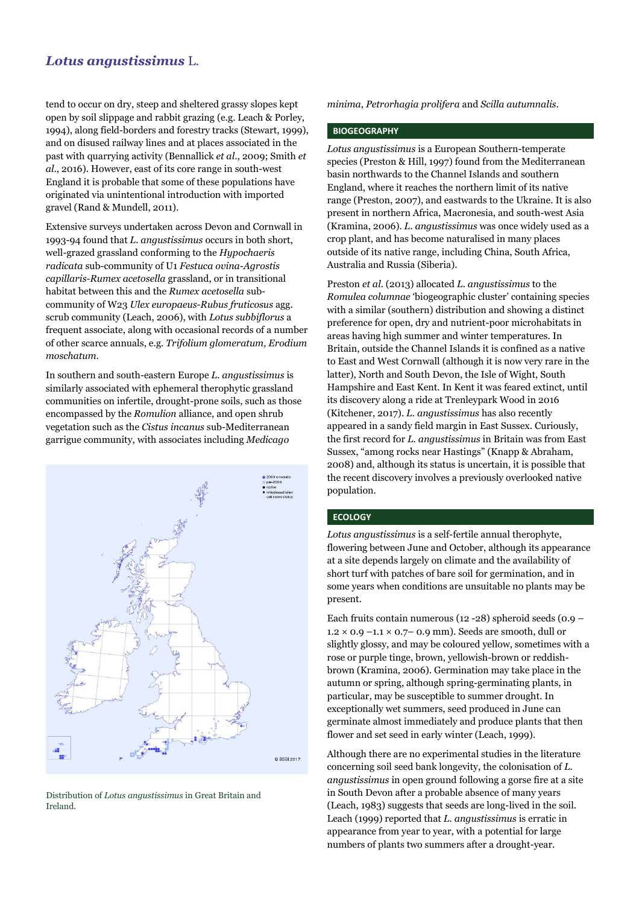tend to occur on dry, steep and sheltered grassy slopes kept open by soil slippage and rabbit grazing (e.g. Leach & Porley, 1994), along field-borders and forestry tracks (Stewart, 1999), and on disused railway lines and at places associated in the past with quarrying activity (Bennallick *et al*., 2009; Smith *et al*., 2016). However, east of its core range in south-west England it is probable that some of these populations have originated via unintentional introduction with imported gravel (Rand & Mundell, 2011).

Extensive surveys undertaken across Devon and Cornwall in 1993-94 found that *L. angustissimus* occurs in both short, well-grazed grassland conforming to the *Hypochaeris radicata* sub-community of U1 *Festuca ovina-Agrostis capillaris-Rumex acetosella* grassland, or in transitional habitat between this and the *Rumex acetosella* sub-community of W23 *Ulex europaeus-Rubus fruticosus* agg. scrub community (Leach, 2006), with *Lotus subbiflorus* a frequent associate, along with occasional records of a number of other scarce annuals, e.g. *Trifolium glomeratum, Erodium moschatum*.

In southern and south-eastern Europe *L. angustissimus* is similarly associated with ephemeral therophytic grassland communities on infertile, drought-prone soils, such as those encompassed by the *Romulion* alliance, and open shrub vegetation such as the *Cistus incanus* sub-Mediterranean garrigue community, with associates including *Medicago minima*, *Petrorhagia prolifera* and *Scilla autumnalis*.

Distribution of *Lotus angustissimus* in Great Britain and Ireland.

## BIOGEOGRAPHY

*Lotus angustissimus* is a European Southern-temperate species (Preston & Hill, 1997) found from the Mediterranean basin northwards to the Channel Islands and southern England, where it reaches the northern limit of its native range (Preston, 2007), and eastwards to the Ukraine. It is also present in northern Africa, Macronesia, and south-west Asia (Kramina, 2006). *L. angustissimus* was once widely used as a crop plant, and has become naturalised in many places outside of its native range, including China, South Africa, Australia and Russia (Siberia).

Preston *et al*. (2013) allocated *L. angustissimus* to the *Romulea columnae* 'biogeographic cluster' containing species with a similar (southern) distribution and showing a distinct preference for open, dry and nutrient-poor microhabitats in areas having high summer and winter temperatures. In Britain, outside the Channel Islands it is confined as a native to East and West Cornwall (although it is now very rare in the latter), North and South Devon, the Isle of Wight, South Hampshire and East Kent. In Kent it was feared extinct, until its discovery along a ride at Trenleypark Wood in 2016 (Kitchener, 2017). *L. angustissimus* has also recently appeared in a sandy field margin in East Sussex. Curiously, the first record for *L. angustissimus* in Britain was from East Sussex, "among rocks near Hastings" (Knapp & Abraham, 2008) and, although its status is uncertain, it is possible that the recent discovery involves a previously overlooked native population.

## ECOLOGY

*Lotus angustissimus* is a self-fertile annual therophyte, flowering between June and October, although its appearance at a site depends largely on climate and the availability of short turf with patches of bare soil for germination, and in some years when conditions are unsuitable no plants may be present.

Each fruits contain numerous (12 -28) spheroid seeds (0.9 – 1.2 × 0.9 –1.1 × 0.7– 0.9 mm). Seeds are smooth, dull or slightly glossy, and may be coloured yellow, sometimes with a rose or purple tinge, brown, yellowish-brown or reddish-brown (Kramina, 2006). Germination may take place in the autumn or spring, although spring-germinating plants, in particular, may be susceptible to summer drought. In exceptionally wet summers, seed produced in June can germinate almost immediately and produce plants that then flower and set seed in early winter (Leach, 1999).

Although there are no experimental studies in the literature concerning soil seed bank longevity, the colonisation of *L. angustissimus* in open ground following a gorse fire at a site in South Devon after a probable absence of many years (Leach, 1983) suggests that seeds are long-lived in the soil. Leach (1999) reported that *L. angustissimus* is erratic in appearance from year to year, with a potential for large numbers of plants two summers after a drought-year.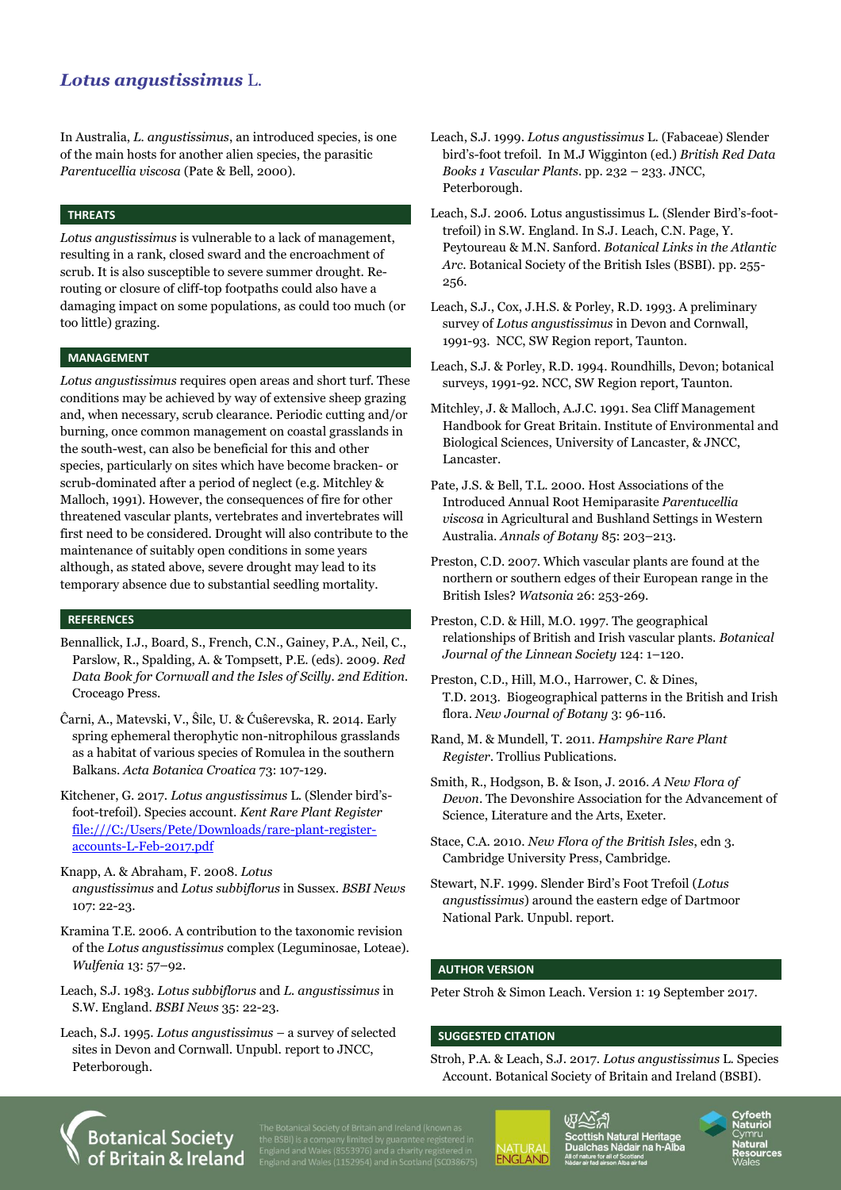## *Lotus angustissimus* L.

In Australia, *L. angustissimus*, an introduced species, is one of the main hosts for another alien species, the parasitic *Parentucellia viscosa* (Pate & Bell, 2000).

### THREATS

*Lotus angustissimus* is vulnerable to a lack of management, resulting in a rank, closed sward and the encroachment of scrub. It is also susceptible to severe summer drought. Re-routing or closure of cliff-top footpaths could also have a damaging impact on some populations, as could too much (or too little) grazing.

### MANAGEMENT

*Lotus angustissimus* requires open areas and short turf. These conditions may be achieved by way of extensive sheep grazing and, when necessary, scrub clearance. Periodic cutting and/or burning, once common management on coastal grasslands in the south-west, can also be beneficial for this and other species, particularly on sites which have become bracken- or scrub-dominated after a period of neglect (e.g. Mitchley & Malloch, 1991). However, the consequences of fire for other threatened vascular plants, vertebrates and invertebrates will first need to be considered. Drought will also contribute to the maintenance of suitably open conditions in some years although, as stated above, severe drought may lead to its temporary absence due to substantial seedling mortality.

### REFERENCES

Bennallick, I.J., Board, S., French, C.N., Gainey, P.A., Neil, C., Parslow, R., Spalding, A. & Tompsett, P.E. (eds). 2009. *Red Data Book for Cornwall and the Isles of Scilly. 2nd Edition.* Croceago Press.

Ĉarni, A., Matevski, V., Ŝilc, U. & Ćuŝerevska, R. 2014. Early spring ephemeral therophytic non-nitrophilous grasslands as a habitat of various species of Romulea in the southern Balkans. *Acta Botanica Croatica* 73: 107-129.

Kitchener, G. 2017. *Lotus angustissimus* L. (Slender bird's-foot-trefoil). Species account. *Kent Rare Plant Register* file:///C:/Users/Pete/Downloads/rare-plant-register-accounts-L-Feb-2017.pdf

Knapp, A. & Abraham, F. 2008. *Lotus angustissimus* and *Lotus subbiflorus* in Sussex. *BSBI News* 107: 22-23.

Kramina T.E. 2006. A contribution to the taxonomic revision of the *Lotus angustissimus* complex (Leguminosae, Loteae). *Wulfenia* 13: 57–92.

Leach, S.J. 1983. *Lotus subbiflorus* and *L. angustissimus* in S.W. England. *BSBI News* 35: 22-23.

Leach, S.J. 1995. *Lotus angustissimus* – a survey of selected sites in Devon and Cornwall. Unpubl. report to JNCC, Peterborough.

Leach, S.J. 1999. *Lotus angustissimus* L. (Fabaceae) Slender bird's-foot trefoil. In M.J Wigginton (ed.) *British Red Data Books 1 Vascular Plants*. pp. 232 – 233. JNCC, Peterborough.

Leach, S.J. 2006. Lotus angustissimus L. (Slender Bird's-foot-trefoil) in S.W. England. In S.J. Leach, C.N. Page, Y. Peytoureau & M.N. Sanford. *Botanical Links in the Atlantic Arc*. Botanical Society of the British Isles (BSBI). pp. 255-256.

Leach, S.J., Cox, J.H.S. & Porley, R.D. 1993. A preliminary survey of *Lotus angustissimus* in Devon and Cornwall, 1991-93. NCC, SW Region report, Taunton.

Leach, S.J. & Porley, R.D. 1994. Roundhills, Devon; botanical surveys, 1991-92. NCC, SW Region report, Taunton.

Mitchley, J. & Malloch, A.J.C. 1991. Sea Cliff Management Handbook for Great Britain. Institute of Environmental and Biological Sciences, University of Lancaster, & JNCC, Lancaster.

Pate, J.S. & Bell, T.L. 2000. Host Associations of the Introduced Annual Root Hemiparasite *Parentucellia viscosa* in Agricultural and Bushland Settings in Western Australia. *Annals of Botany* 85: 203–213.

Preston, C.D. 2007. Which vascular plants are found at the northern or southern edges of their European range in the British Isles? *Watsonia* 26: 253-269.

Preston, C.D. & Hill, M.O. 1997. The geographical relationships of British and Irish vascular plants. *Botanical Journal of the Linnean Society* 124: 1–120.

Preston, C.D., Hill, M.O., Harrower, C. & Dines, T.D. 2013. Biogeographical patterns in the British and Irish flora. *New Journal of Botany* 3: 96-116.

Rand, M. & Mundell, T. 2011. *Hampshire Rare Plant Register*. Trollius Publications.

Smith, R., Hodgson, B. & Ison, J. 2016. *A New Flora of Devon*. The Devonshire Association for the Advancement of Science, Literature and the Arts, Exeter.

Stace, C.A. 2010. *New Flora of the British Isles*, edn 3. Cambridge University Press, Cambridge.

Stewart, N.F. 1999. Slender Bird's Foot Trefoil (*Lotus angustissimus*) around the eastern edge of Dartmoor National Park. Unpubl. report.

### AUTHOR VERSION

Peter Stroh & Simon Leach. Version 1: 19 September 2017.

### SUGGESTED CITATION

Stroh, P.A. & Leach, S.J. 2017. *Lotus angustissimus* L. Species Account. Botanical Society of Britain and Ireland (BSBI).

Botanical Society of Britain & Ireland

The Botanical Society of Britain and Ireland (known as the BSBI) is a company limited by guarantee registered in England and Wales (8553976) and a charity registered in England and Wales (1152954) and in Scotland (SC038675)

NATURAL ENGLAND

Scottish Natural Heritage
Dualchas Nàdair na h-Alba
All of nature for all of Scotland
Nàdar air fad airson Alba air fad

Cyfoeth Naturiol Cymru
Natural Resources Wales